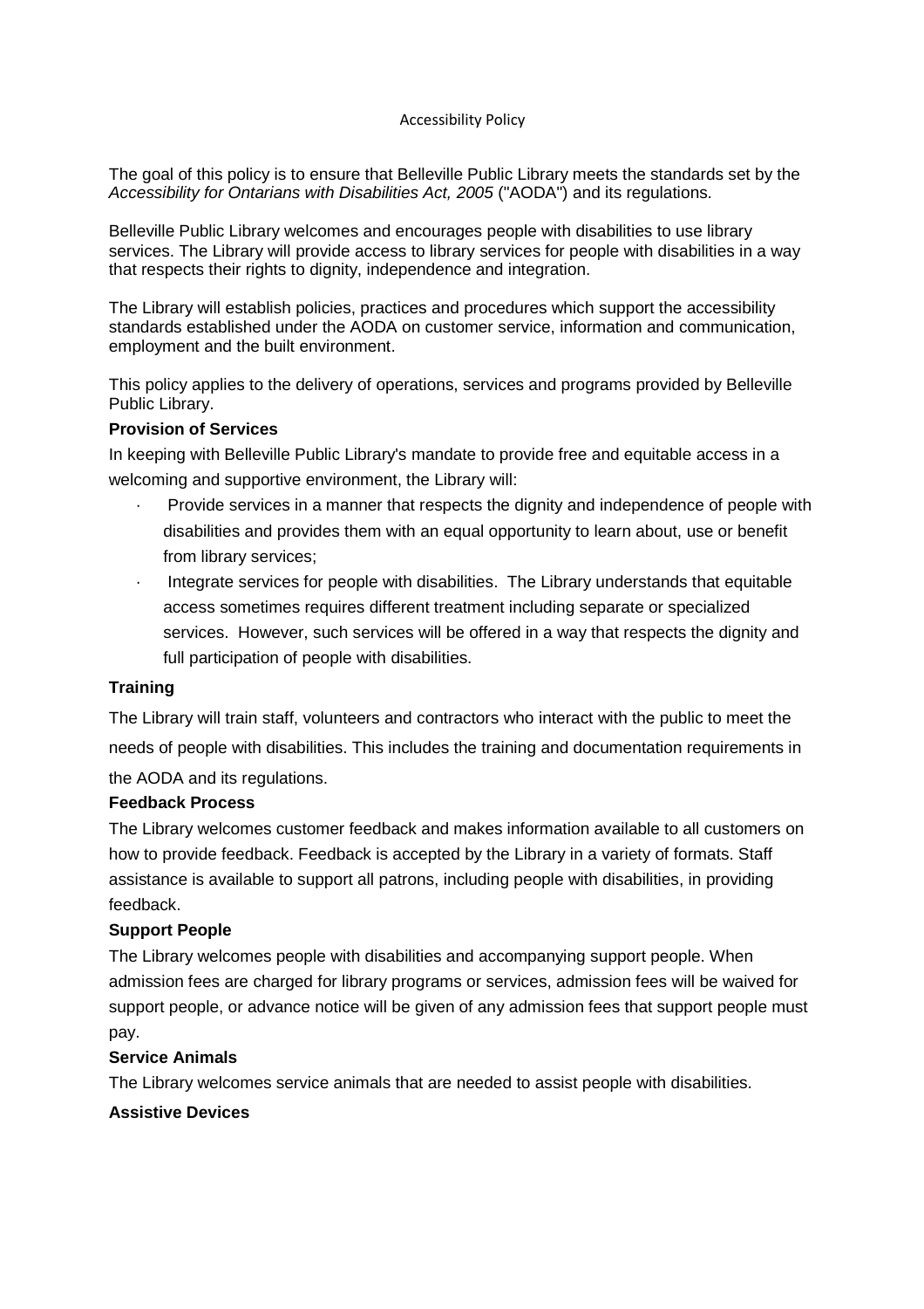# Accessibility Policy

The goal of this policy is to ensure that Belleville Public Library meets the standards set by the *Accessibility for Ontarians with Disabilities Act, 2005* ("AODA") and its regulations.

Belleville Public Library welcomes and encourages people with disabilities to use library services. The Library will provide access to library services for people with disabilities in a way that respects their rights to dignity, independence and integration.

The Library will establish policies, practices and procedures which support the accessibility standards established under the AODA on customer service, information and communication, employment and the built environment.

This policy applies to the delivery of operations, services and programs provided by Belleville Public Library.

**Provision of Services**

In keeping with Belleville Public Library's mandate to provide free and equitable access in a welcoming and supportive environment, the Library will:

- Provide services in a manner that respects the dignity and independence of people with disabilities and provides them with an equal opportunity to learn about, use or benefit from library services;
- Integrate services for people with disabilities. The Library understands that equitable access sometimes requires different treatment including separate or specialized services. However, such services will be offered in a way that respects the dignity and full participation of people with disabilities.

**Training**

The Library will train staff, volunteers and contractors who interact with the public to meet the needs of people with disabilities. This includes the training and documentation requirements in the AODA and its regulations.

**Feedback Process**

The Library welcomes customer feedback and makes information available to all customers on how to provide feedback. Feedback is accepted by the Library in a variety of formats. Staff assistance is available to support all patrons, including people with disabilities, in providing feedback.

**Support People**

The Library welcomes people with disabilities and accompanying support people. When admission fees are charged for library programs or services, admission fees will be waived for support people, or advance notice will be given of any admission fees that support people must pay.

**Service Animals**

The Library welcomes service animals that are needed to assist people with disabilities.

**Assistive Devices**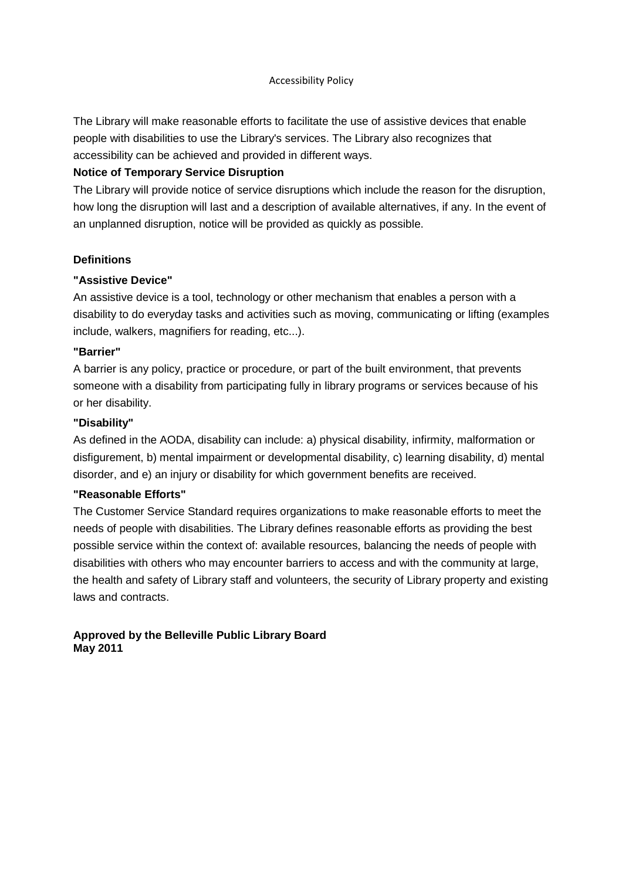Accessibility Policy

The Library will make reasonable efforts to facilitate the use of assistive devices that enable people with disabilities to use the Library's services. The Library also recognizes that accessibility can be achieved and provided in different ways.

**Notice of Temporary Service Disruption**

The Library will provide notice of service disruptions which include the reason for the disruption, how long the disruption will last and a description of available alternatives, if any. In the event of an unplanned disruption, notice will be provided as quickly as possible.

**Definitions**

**"Assistive Device"**

An assistive device is a tool, technology or other mechanism that enables a person with a disability to do everyday tasks and activities such as moving, communicating or lifting (examples include, walkers, magnifiers for reading, etc...).

**"Barrier"**

A barrier is any policy, practice or procedure, or part of the built environment, that prevents someone with a disability from participating fully in library programs or services because of his or her disability.

**"Disability"**

As defined in the AODA, disability can include: a) physical disability, infirmity, malformation or disfigurement, b) mental impairment or developmental disability, c) learning disability, d) mental disorder, and e) an injury or disability for which government benefits are received.

**"Reasonable Efforts"**

The Customer Service Standard requires organizations to make reasonable efforts to meet the needs of people with disabilities. The Library defines reasonable efforts as providing the best possible service within the context of: available resources, balancing the needs of people with disabilities with others who may encounter barriers to access and with the community at large, the health and safety of Library staff and volunteers, the security of Library property and existing laws and contracts.

**Approved by the Belleville Public Library Board**
**May 2011**